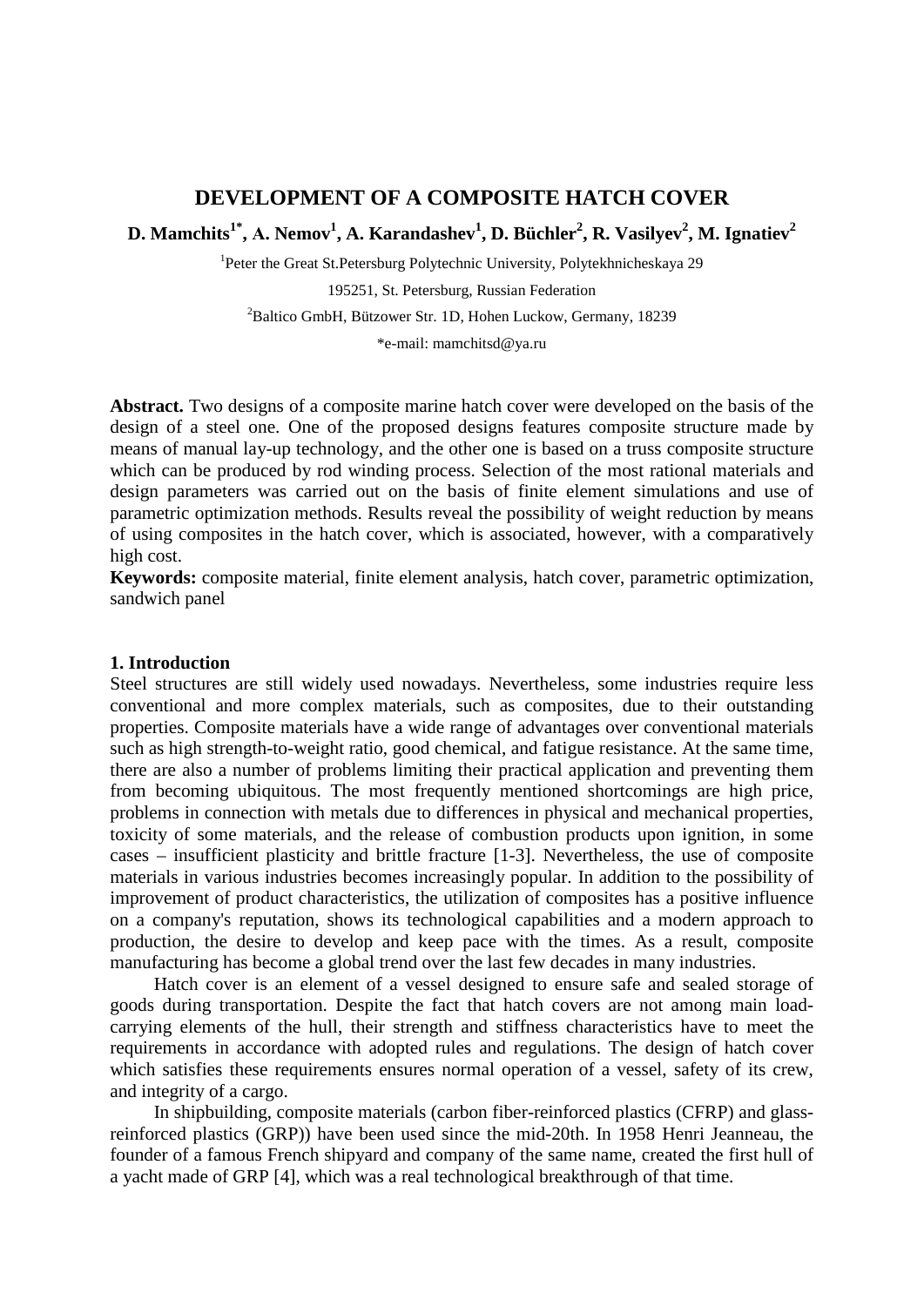# DEVELOPMENT OF A COMPOSITE HATCH COVER

**D. Mamchits[1*], A. Nemov[1], A. Karandashev[1], D. Büchler[2], R. Vasilyev[2], M. Ignatiev[2]**

[1]Peter the Great St.Petersburg Polytechnic University, Polytekhnicheskaya 29

195251, St. Petersburg, Russian Federation

[2]Baltico GmbH, Bützower Str. 1D, Hohen Luckow, Germany, 18239

*e-mail: mamchitsd@ya.ru

**Abstract.** Two designs of a composite marine hatch cover were developed on the basis of the design of a steel one. One of the proposed designs features composite structure made by means of manual lay-up technology, and the other one is based on a truss composite structure which can be produced by rod winding process. Selection of the most rational materials and design parameters was carried out on the basis of finite element simulations and use of parametric optimization methods. Results reveal the possibility of weight reduction by means of using composites in the hatch cover, which is associated, however, with a comparatively high cost.

**Keywords:** composite material, finite element analysis, hatch cover, parametric optimization, sandwich panel

## 1. Introduction

Steel structures are still widely used nowadays. Nevertheless, some industries require less conventional and more complex materials, such as composites, due to their outstanding properties. Composite materials have a wide range of advantages over conventional materials such as high strength-to-weight ratio, good chemical, and fatigue resistance. At the same time, there are also a number of problems limiting their practical application and preventing them from becoming ubiquitous. The most frequently mentioned shortcomings are high price, problems in connection with metals due to differences in physical and mechanical properties, toxicity of some materials, and the release of combustion products upon ignition, in some cases – insufficient plasticity and brittle fracture [1-3]. Nevertheless, the use of composite materials in various industries becomes increasingly popular. In addition to the possibility of improvement of product characteristics, the utilization of composites has a positive influence on a company's reputation, shows its technological capabilities and a modern approach to production, the desire to develop and keep pace with the times. As a result, composite manufacturing has become a global trend over the last few decades in many industries.

Hatch cover is an element of a vessel designed to ensure safe and sealed storage of goods during transportation. Despite the fact that hatch covers are not among main load-carrying elements of the hull, their strength and stiffness characteristics have to meet the requirements in accordance with adopted rules and regulations. The design of hatch cover which satisfies these requirements ensures normal operation of a vessel, safety of its crew, and integrity of a cargo.

In shipbuilding, composite materials (carbon fiber-reinforced plastics (CFRP) and glass-reinforced plastics (GRP)) have been used since the mid-20th. In 1958 Henri Jeanneau, the founder of a famous French shipyard and company of the same name, created the first hull of a yacht made of GRP [4], which was a real technological breakthrough of that time.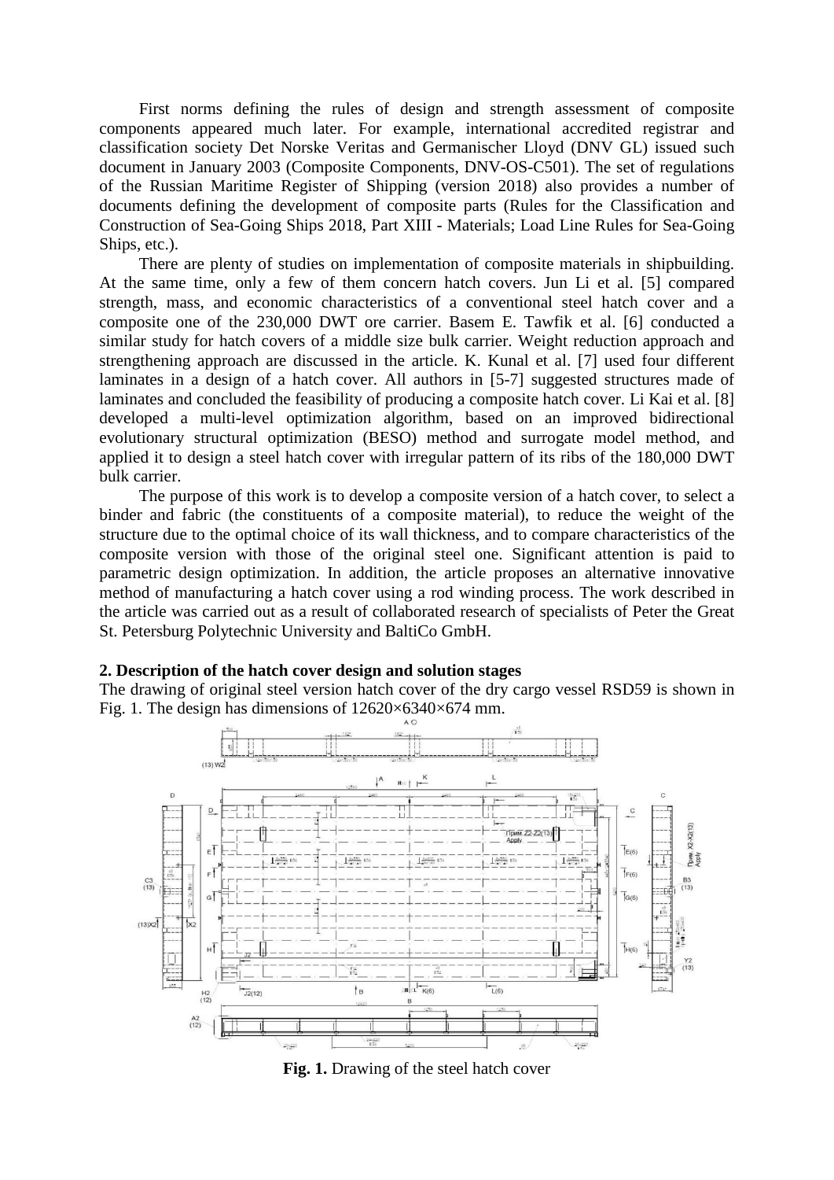First norms defining the rules of design and strength assessment of composite components appeared much later. For example, international accredited registrar and classification society Det Norske Veritas and Germanischer Lloyd (DNV GL) issued such document in January 2003 (Composite Components, DNV-OS-C501). The set of regulations of the Russian Maritime Register of Shipping (version 2018) also provides a number of documents defining the development of composite parts (Rules for the Classification and Construction of Sea-Going Ships 2018, Part XIII - Materials; Load Line Rules for Sea-Going Ships, etc.).

There are plenty of studies on implementation of composite materials in shipbuilding. At the same time, only a few of them concern hatch covers. Jun Li et al. [5] compared strength, mass, and economic characteristics of a conventional steel hatch cover and a composite one of the 230,000 DWT ore carrier. Basem E. Tawfik et al. [6] conducted a similar study for hatch covers of a middle size bulk carrier. Weight reduction approach and strengthening approach are discussed in the article. K. Kunal et al. [7] used four different laminates in a design of a hatch cover. All authors in [5-7] suggested structures made of laminates and concluded the feasibility of producing a composite hatch cover. Li Kai et al. [8] developed a multi-level optimization algorithm, based on an improved bidirectional evolutionary structural optimization (BESO) method and surrogate model method, and applied it to design a steel hatch cover with irregular pattern of its ribs of the 180,000 DWT bulk carrier.

The purpose of this work is to develop a composite version of a hatch cover, to select a binder and fabric (the constituents of a composite material), to reduce the weight of the structure due to the optimal choice of its wall thickness, and to compare characteristics of the composite version with those of the original steel one. Significant attention is paid to parametric design optimization. In addition, the article proposes an alternative innovative method of manufacturing a hatch cover using a rod winding process. The work described in the article was carried out as a result of collaborated research of specialists of Peter the Great St. Petersburg Polytechnic University and BaltiCo GmbH.

## 2. Description of the hatch cover design and solution stages

The drawing of original steel version hatch cover of the dry cargo vessel RSD59 is shown in Fig. 1. The design has dimensions of 12620×6340×674 mm.

**Fig. 1.** Drawing of the steel hatch cover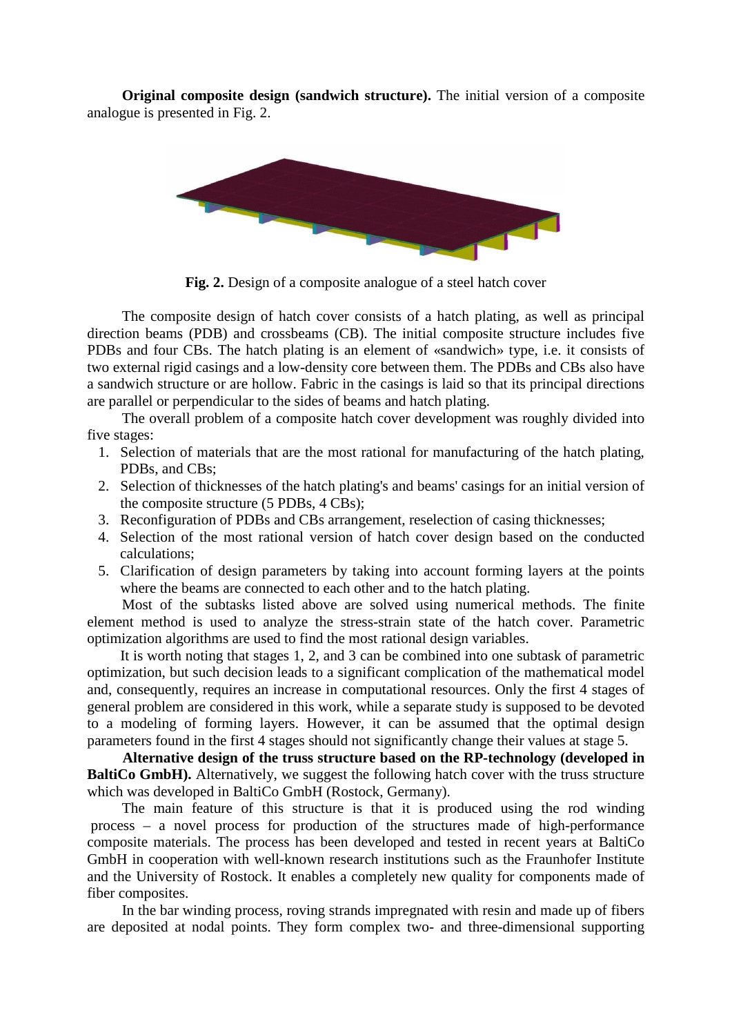**Original composite design (sandwich structure).** The initial version of a composite analogue is presented in Fig. 2.

**Fig. 2.** Design of a composite analogue of a steel hatch cover

The composite design of hatch cover consists of a hatch plating, as well as principal direction beams (PDB) and crossbeams (CB). The initial composite structure includes five PDBs and four CBs. The hatch plating is an element of «sandwich» type, i.e. it consists of two external rigid casings and a low-density core between them. The PDBs and CBs also have a sandwich structure or are hollow. Fabric in the casings is laid so that its principal directions are parallel or perpendicular to the sides of beams and hatch plating.

The overall problem of a composite hatch cover development was roughly divided into five stages:

1. Selection of materials that are the most rational for manufacturing of the hatch plating, PDBs, and CBs;
2. Selection of thicknesses of the hatch plating's and beams' casings for an initial version of the composite structure (5 PDBs, 4 CBs);
3. Reconfiguration of PDBs and CBs arrangement, reselection of casing thicknesses;
4. Selection of the most rational version of hatch cover design based on the conducted calculations;
5. Clarification of design parameters by taking into account forming layers at the points where the beams are connected to each other and to the hatch plating.

Most of the subtasks listed above are solved using numerical methods. The finite element method is used to analyze the stress-strain state of the hatch cover. Parametric optimization algorithms are used to find the most rational design variables.

It is worth noting that stages 1, 2, and 3 can be combined into one subtask of parametric optimization, but such decision leads to a significant complication of the mathematical model and, consequently, requires an increase in computational resources. Only the first 4 stages of general problem are considered in this work, while a separate study is supposed to be devoted to a modeling of forming layers. However, it can be assumed that the optimal design parameters found in the first 4 stages should not significantly change their values at stage 5.

**Alternative design of the truss structure based on the RP-technology (developed in BaltiCo GmbH).** Alternatively, we suggest the following hatch cover with the truss structure which was developed in BaltiCo GmbH (Rostock, Germany).

The main feature of this structure is that it is produced using the rod winding process – a novel process for production of the structures made of high-performance composite materials. The process has been developed and tested in recent years at BaltiCo GmbH in cooperation with well-known research institutions such as the Fraunhofer Institute and the University of Rostock. It enables a completely new quality for components made of fiber composites.

In the bar winding process, roving strands impregnated with resin and made up of fibers are deposited at nodal points. They form complex two- and three-dimensional supporting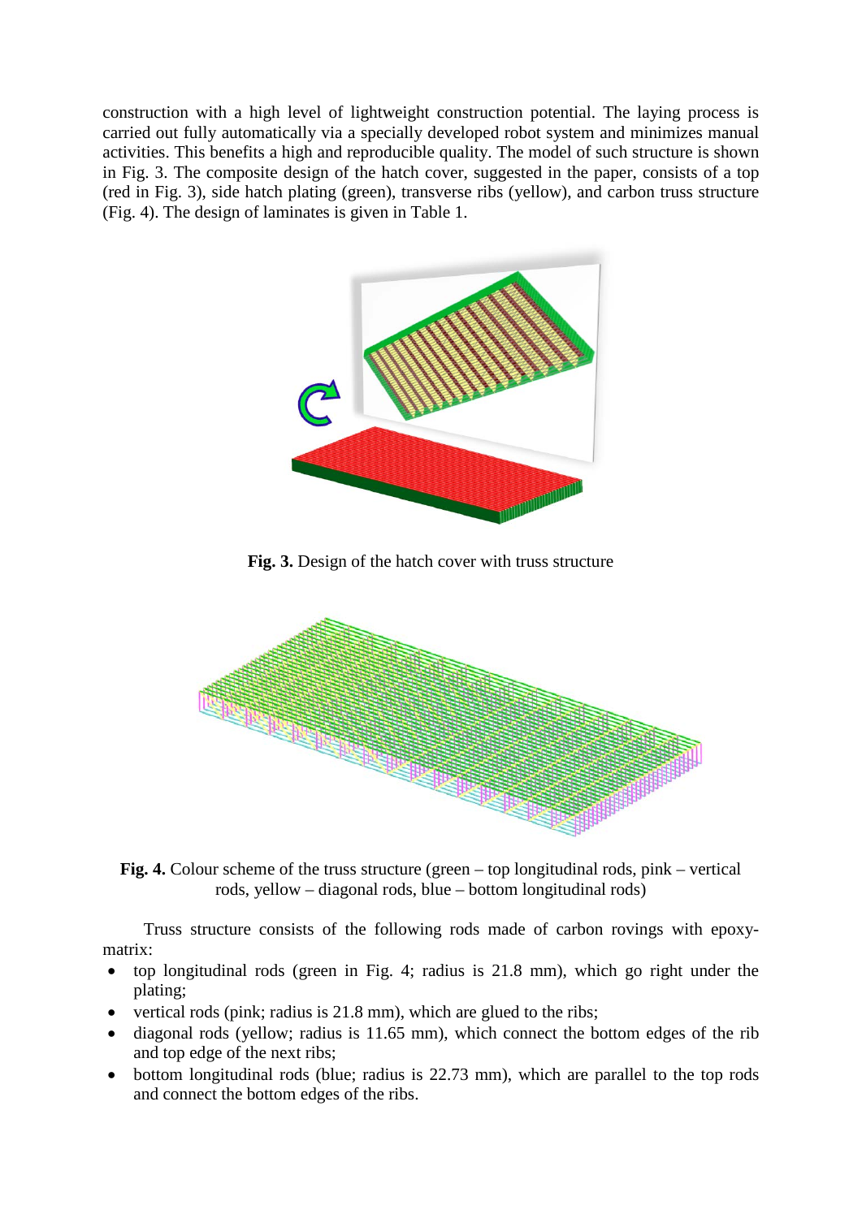construction with a high level of lightweight construction potential. The laying process is carried out fully automatically via a specially developed robot system and minimizes manual activities. This benefits a high and reproducible quality. The model of such structure is shown in Fig. 3. The composite design of the hatch cover, suggested in the paper, consists of a top (red in Fig. 3), side hatch plating (green), transverse ribs (yellow), and carbon truss structure (Fig. 4). The design of laminates is given in Table 1.

**Fig. 3.** Design of the hatch cover with truss structure

**Fig. 4.** Colour scheme of the truss structure (green – top longitudinal rods, pink – vertical rods, yellow – diagonal rods, blue – bottom longitudinal rods)

Truss structure consists of the following rods made of carbon rovings with epoxy-matrix:

- top longitudinal rods (green in Fig. 4; radius is 21.8 mm), which go right under the plating;
- vertical rods (pink; radius is 21.8 mm), which are glued to the ribs;
- diagonal rods (yellow; radius is 11.65 mm), which connect the bottom edges of the rib and top edge of the next ribs;
- bottom longitudinal rods (blue; radius is 22.73 mm), which are parallel to the top rods and connect the bottom edges of the ribs.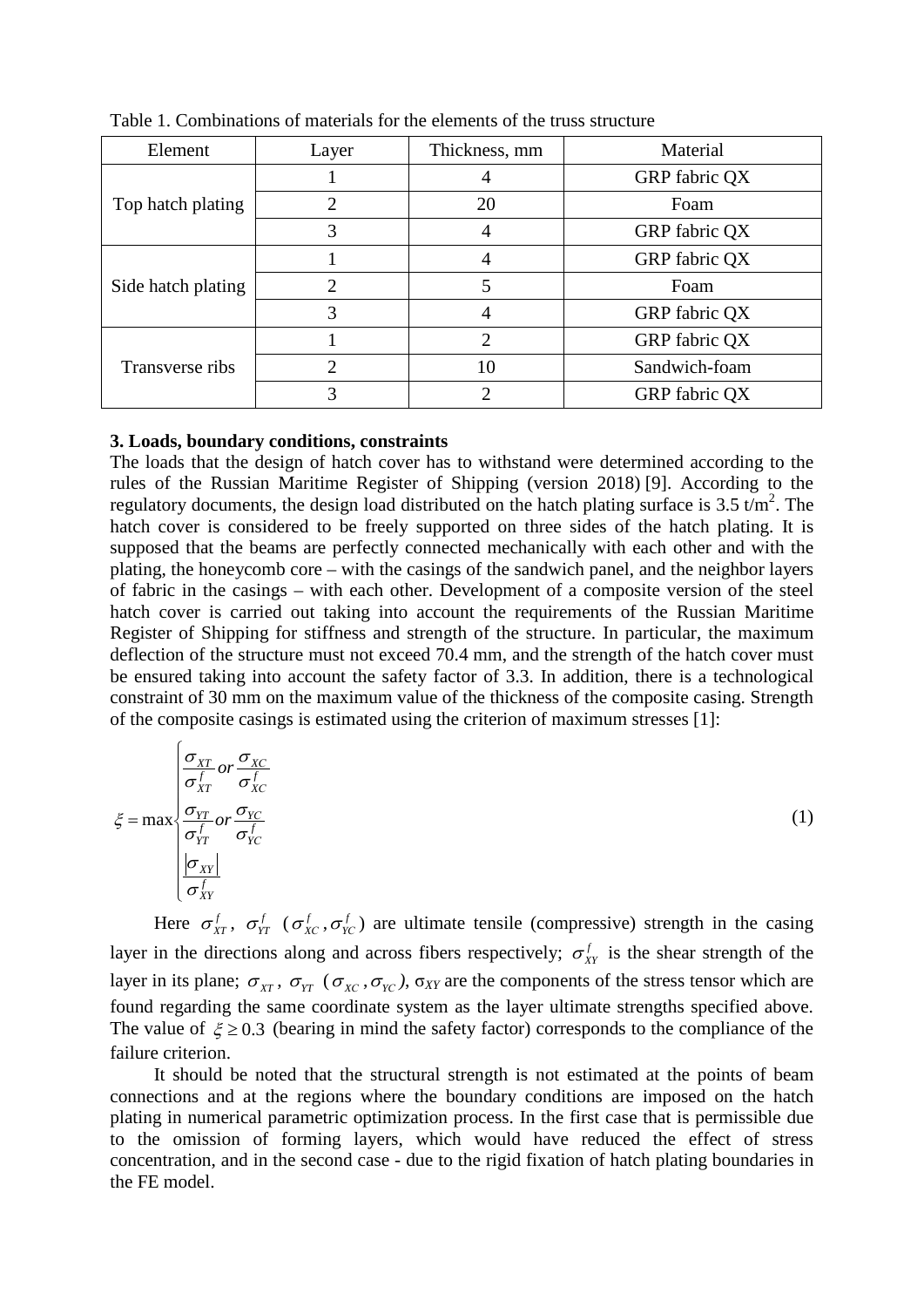Table 1. Combinations of materials for the elements of the truss structure

| Element | Layer | Thickness, mm | Material |
|---|---|---|---|
| Top hatch plating | 1 | 4 | GRP fabric QX |
| | 2 | 20 | Foam |
| | 3 | 4 | GRP fabric QX |
| Side hatch plating | 1 | 4 | GRP fabric QX |
| | 2 | 5 | Foam |
| | 3 | 4 | GRP fabric QX |
| Transverse ribs | 1 | 2 | GRP fabric QX |
| | 2 | 10 | Sandwich-foam |
| | 3 | 2 | GRP fabric QX |

### 3. Loads, boundary conditions, constraints

The loads that the design of hatch cover has to withstand were determined according to the rules of the Russian Maritime Register of Shipping (version 2018) [9]. According to the regulatory documents, the design load distributed on the hatch plating surface is 3.5 t/m$^2$. The hatch cover is considered to be freely supported on three sides of the hatch plating. It is supposed that the beams are perfectly connected mechanically with each other and with the plating, the honeycomb core – with the casings of the sandwich panel, and the neighbor layers of fabric in the casings – with each other. Development of a composite version of the steel hatch cover is carried out taking into account the requirements of the Russian Maritime Register of Shipping for stiffness and strength of the structure. In particular, the maximum deflection of the structure must not exceed 70.4 mm, and the strength of the hatch cover must be ensured taking into account the safety factor of 3.3. In addition, there is a technological constraint of 30 mm on the maximum value of the thickness of the composite casing. Strength of the composite casings is estimated using the criterion of maximum stresses [1]:

$$\xi = \max \begin{cases} \dfrac{\sigma_{XT}}{\sigma_{XT}^{f}} \text{ or } \dfrac{\sigma_{XC}}{\sigma_{XC}^{f}} \\ \dfrac{\sigma_{YT}}{\sigma_{YT}^{f}} \text{ or } \dfrac{\sigma_{YC}}{\sigma_{YC}^{f}} \\ \dfrac{|\sigma_{XY}|}{\sigma_{XY}^{f}} \end{cases} \tag{1}$$

Here $\sigma_{XT}^{f}$, $\sigma_{YT}^{f}$ ($\sigma_{XC}^{f}, \sigma_{YC}^{f}$) are ultimate tensile (compressive) strength in the casing layer in the directions along and across fibers respectively; $\sigma_{XY}^{f}$ is the shear strength of the layer in its plane; $\sigma_{XT}$, $\sigma_{YT}$ ($\sigma_{XC}, \sigma_{YC}$), $\sigma_{XY}$ are the components of the stress tensor which are found regarding the same coordinate system as the layer ultimate strengths specified above. The value of $\xi \geq 0.3$ (bearing in mind the safety factor) corresponds to the compliance of the failure criterion.

It should be noted that the structural strength is not estimated at the points of beam connections and at the regions where the boundary conditions are imposed on the hatch plating in numerical parametric optimization process. In the first case that is permissible due to the omission of forming layers, which would have reduced the effect of stress concentration, and in the second case - due to the rigid fixation of hatch plating boundaries in the FE model.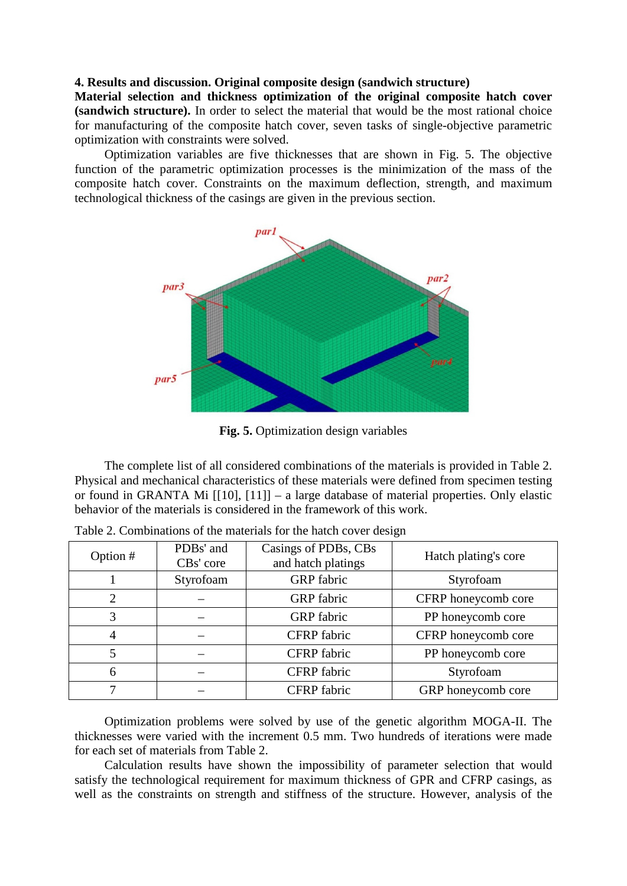## 4. Results and discussion. Original composite design (sandwich structure)

**Material selection and thickness optimization of the original composite hatch cover (sandwich structure).** In order to select the material that would be the most rational choice for manufacturing of the composite hatch cover, seven tasks of single-objective parametric optimization with constraints were solved.

Optimization variables are five thicknesses that are shown in Fig. 5. The objective function of the parametric optimization processes is the minimization of the mass of the composite hatch cover. Constraints on the maximum deflection, strength, and maximum technological thickness of the casings are given in the previous section.

**Fig. 5.** Optimization design variables

The complete list of all considered combinations of the materials is provided in Table 2. Physical and mechanical characteristics of these materials were defined from specimen testing or found in GRANTA Mi [[10], [11]] – a large database of material properties. Only elastic behavior of the materials is considered in the framework of this work.

Table 2. Combinations of the materials for the hatch cover design

| Option # | PDBs' and CBs' core | Casings of PDBs, CBs and hatch platings | Hatch plating's core |
|---|---|---|---|
| 1 | Styrofoam | GRP fabric | Styrofoam |
| 2 | – | GRP fabric | CFRP honeycomb core |
| 3 | – | GRP fabric | PP honeycomb core |
| 4 | – | CFRP fabric | CFRP honeycomb core |
| 5 | – | CFRP fabric | PP honeycomb core |
| 6 | – | CFRP fabric | Styrofoam |
| 7 | – | CFRP fabric | GRP honeycomb core |

Optimization problems were solved by use of the genetic algorithm MOGA-II. The thicknesses were varied with the increment 0.5 mm. Two hundreds of iterations were made for each set of materials from Table 2.

Calculation results have shown the impossibility of parameter selection that would satisfy the technological requirement for maximum thickness of GPR and CFRP casings, as well as the constraints on strength and stiffness of the structure. However, analysis of the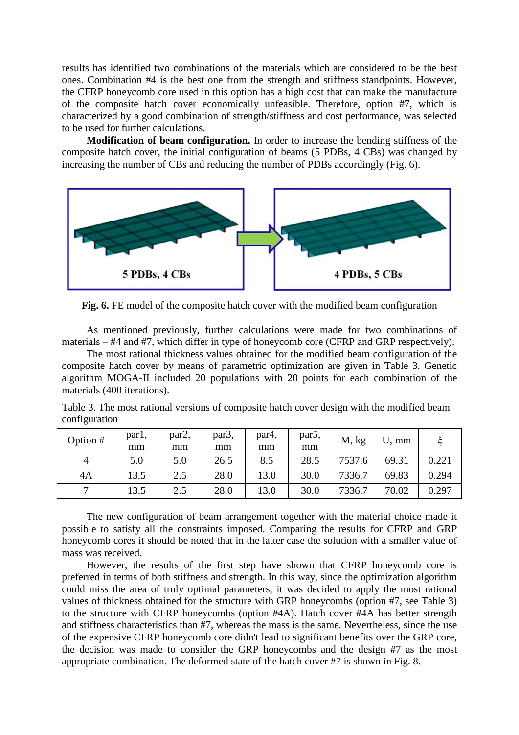results has identified two combinations of the materials which are considered to be the best ones. Combination #4 is the best one from the strength and stiffness standpoints. However, the CFRP honeycomb core used in this option has a high cost that can make the manufacture of the composite hatch cover economically unfeasible. Therefore, option #7, which is characterized by a good combination of strength/stiffness and cost performance, was selected to be used for further calculations.

**Modification of beam configuration.** In order to increase the bending stiffness of the composite hatch cover, the initial configuration of beams (5 PDBs, 4 CBs) was changed by increasing the number of CBs and reducing the number of PDBs accordingly (Fig. 6).

**Fig. 6.** FE model of the composite hatch cover with the modified beam configuration

As mentioned previously, further calculations were made for two combinations of materials – #4 and #7, which differ in type of honeycomb core (CFRP and GRP respectively).

The most rational thickness values obtained for the modified beam configuration of the composite hatch cover by means of parametric optimization are given in Table 3. Genetic algorithm MOGA-II included 20 populations with 20 points for each combination of the materials (400 iterations).

Table 3. The most rational versions of composite hatch cover design with the modified beam configuration

| Option # | par1, mm | par2, mm | par3, mm | par4, mm | par5, mm | M, kg | U, mm | $\xi$ |
|---|---|---|---|---|---|---|---|---|
| 4 | 5.0 | 5.0 | 26.5 | 8.5 | 28.5 | 7537.6 | 69.31 | 0.221 |
| 4A | 13.5 | 2.5 | 28.0 | 13.0 | 30.0 | 7336.7 | 69.83 | 0.294 |
| 7 | 13.5 | 2.5 | 28.0 | 13.0 | 30.0 | 7336.7 | 70.02 | 0.297 |

The new configuration of beam arrangement together with the material choice made it possible to satisfy all the constraints imposed. Comparing the results for CFRP and GRP honeycomb cores it should be noted that in the latter case the solution with a smaller value of mass was received.

However, the results of the first step have shown that CFRP honeycomb core is preferred in terms of both stiffness and strength. In this way, since the optimization algorithm could miss the area of truly optimal parameters, it was decided to apply the most rational values of thickness obtained for the structure with GRP honeycombs (option #7, see Table 3) to the structure with CFRP honeycombs (option #4A). Hatch cover #4A has better strength and stiffness characteristics than #7, whereas the mass is the same. Nevertheless, since the use of the expensive CFRP honeycomb core didn't lead to significant benefits over the GRP core, the decision was made to consider the GRP honeycombs and the design #7 as the most appropriate combination. The deformed state of the hatch cover #7 is shown in Fig. 8.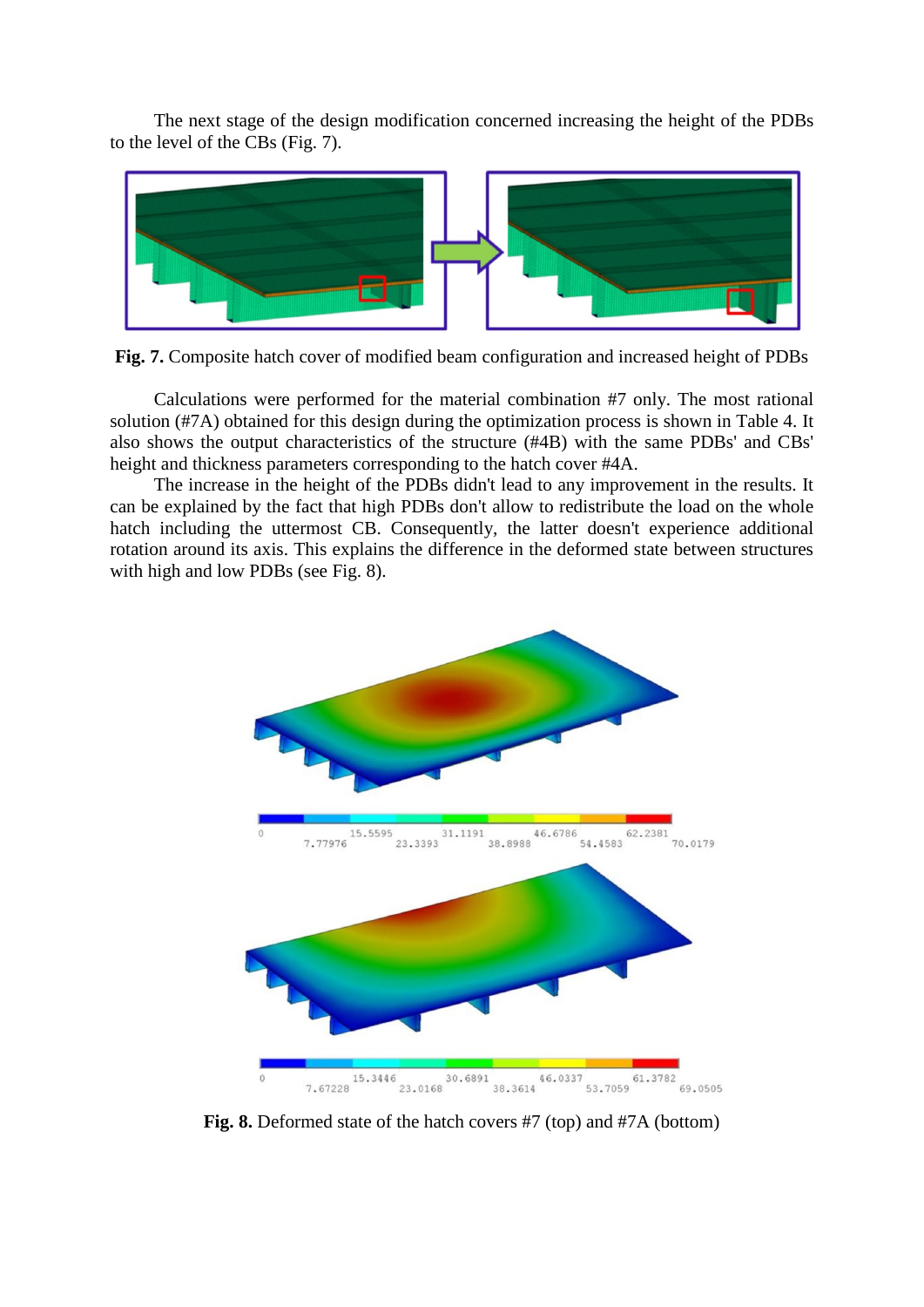The next stage of the design modification concerned increasing the height of the PDBs to the level of the CBs (Fig. 7).

**Fig. 7.** Composite hatch cover of modified beam configuration and increased height of PDBs

Calculations were performed for the material combination #7 only. The most rational solution (#7A) obtained for this design during the optimization process is shown in Table 4. It also shows the output characteristics of the structure (#4B) with the same PDBs' and CBs' height and thickness parameters corresponding to the hatch cover #4A.

The increase in the height of the PDBs didn't lead to any improvement in the results. It can be explained by the fact that high PDBs don't allow to redistribute the load on the whole hatch including the uttermost CB. Consequently, the latter doesn't experience additional rotation around its axis. This explains the difference in the deformed state between structures with high and low PDBs (see Fig. 8).

**Fig. 8.** Deformed state of the hatch covers #7 (top) and #7A (bottom)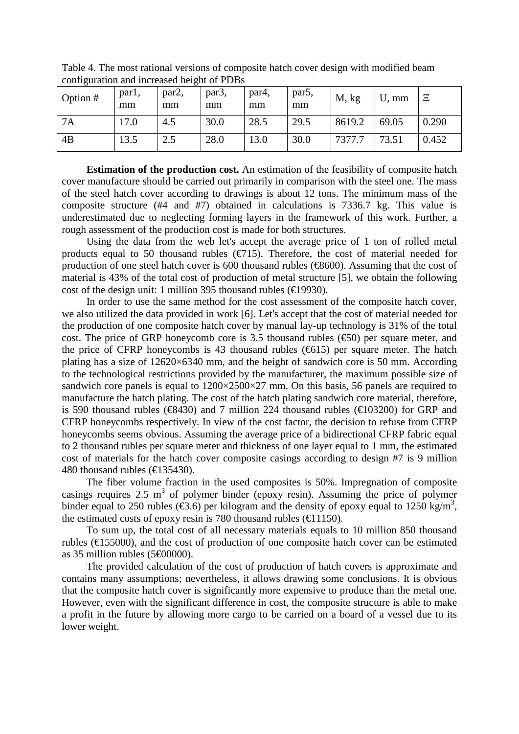Table 4. The most rational versions of composite hatch cover design with modified beam configuration and increased height of PDBs

| Option # | par1, mm | par2, mm | par3, mm | par4, mm | par5, mm | M, kg | U, mm | Ξ |
|---|---|---|---|---|---|---|---|---|
| 7A | 17.0 | 4.5 | 30.0 | 28.5 | 29.5 | 8619.2 | 69.05 | 0.290 |
| 4B | 13.5 | 2.5 | 28.0 | 13.0 | 30.0 | 7377.7 | 73.51 | 0.452 |

**Estimation of the production cost.** An estimation of the feasibility of composite hatch cover manufacture should be carried out primarily in comparison with the steel one. The mass of the steel hatch cover according to drawings is about 12 tons. The minimum mass of the composite structure (#4 and #7) obtained in calculations is 7336.7 kg. This value is underestimated due to neglecting forming layers in the framework of this work. Further, a rough assessment of the production cost is made for both structures.

Using the data from the web let's accept the average price of 1 ton of rolled metal products equal to 50 thousand rubles (€715). Therefore, the cost of material needed for production of one steel hatch cover is 600 thousand rubles (€8600). Assuming that the cost of material is 43% of the total cost of production of metal structure [5], we obtain the following cost of the design unit: 1 million 395 thousand rubles (€19930).

In order to use the same method for the cost assessment of the composite hatch cover, we also utilized the data provided in work [6]. Let's accept that the cost of material needed for the production of one composite hatch cover by manual lay-up technology is 31% of the total cost. The price of GRP honeycomb core is 3.5 thousand rubles (€50) per square meter, and the price of CFRP honeycombs is 43 thousand rubles (€615) per square meter. The hatch plating has a size of 12620×6340 mm, and the height of sandwich core is 50 mm. According to the technological restrictions provided by the manufacturer, the maximum possible size of sandwich core panels is equal to 1200×2500×27 mm. On this basis, 56 panels are required to manufacture the hatch plating. The cost of the hatch plating sandwich core material, therefore, is 590 thousand rubles (€8430) and 7 million 224 thousand rubles (€103200) for GRP and CFRP honeycombs respectively. In view of the cost factor, the decision to refuse from CFRP honeycombs seems obvious. Assuming the average price of a bidirectional CFRP fabric equal to 2 thousand rubles per square meter and thickness of one layer equal to 1 mm, the estimated cost of materials for the hatch cover composite casings according to design #7 is 9 million 480 thousand rubles (€135430).

The fiber volume fraction in the used composites is 50%. Impregnation of composite casings requires 2.5 $m^3$ of polymer binder (epoxy resin). Assuming the price of polymer binder equal to 250 rubles (€3.6) per kilogram and the density of epoxy equal to 1250 $kg/m^3$, the estimated costs of epoxy resin is 780 thousand rubles (€11150).

To sum up, the total cost of all necessary materials equals to 10 million 850 thousand rubles (€155000), and the cost of production of one composite hatch cover can be estimated as 35 million rubles (5€00000).

The provided calculation of the cost of production of hatch covers is approximate and contains many assumptions; nevertheless, it allows drawing some conclusions. It is obvious that the composite hatch cover is significantly more expensive to produce than the metal one. However, even with the significant difference in cost, the composite structure is able to make a profit in the future by allowing more cargo to be carried on a board of a vessel due to its lower weight.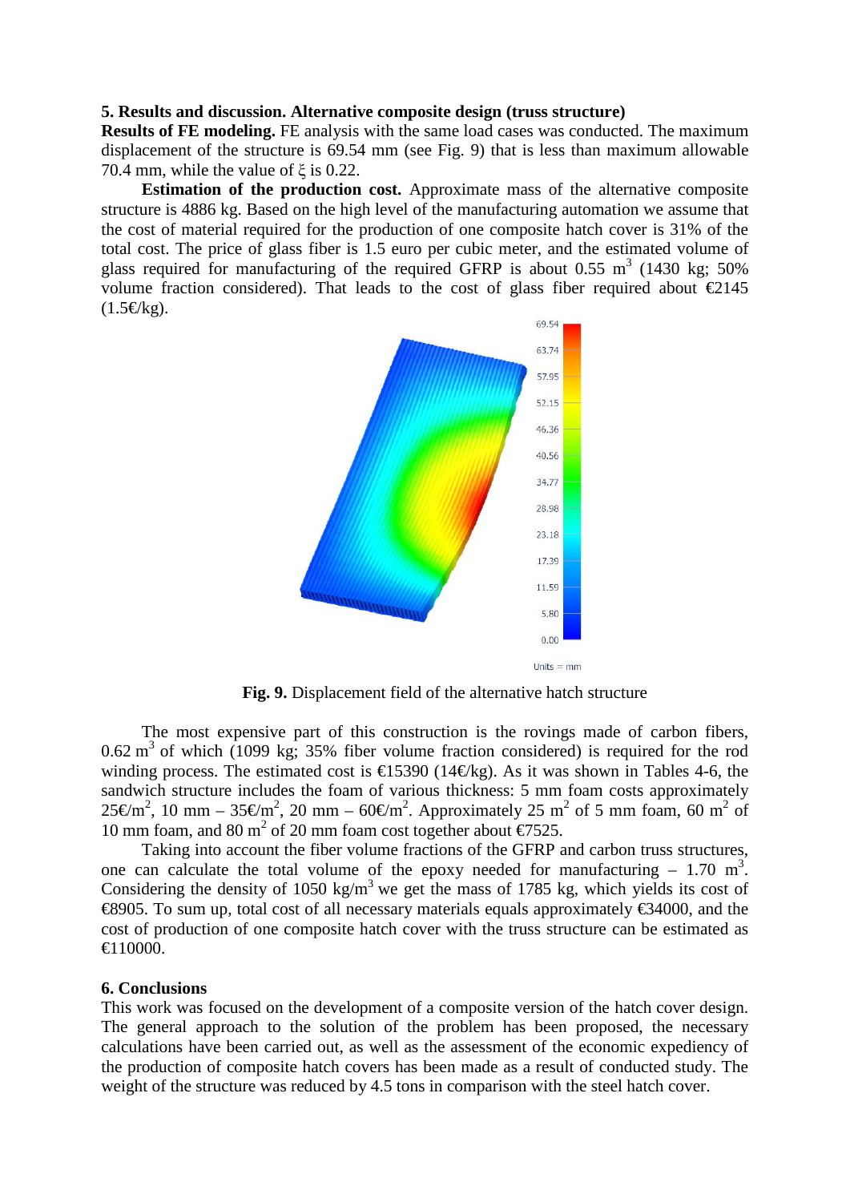## 5. Results and discussion. Alternative composite design (truss structure)

**Results of FE modeling.** FE analysis with the same load cases was conducted. The maximum displacement of the structure is 69.54 mm (see Fig. 9) that is less than maximum allowable 70.4 mm, while the value of $\xi$ is 0.22.

**Estimation of the production cost.** Approximate mass of the alternative composite structure is 4886 kg. Based on the high level of the manufacturing automation we assume that the cost of material required for the production of one composite hatch cover is 31% of the total cost. The price of glass fiber is 1.5 euro per cubic meter, and the estimated volume of glass required for manufacturing of the required GFRP is about 0.55 $m^3$ (1430 kg; 50% volume fraction considered). That leads to the cost of glass fiber required about €2145 (1.5€/kg).

**Fig. 9.** Displacement field of the alternative hatch structure

The most expensive part of this construction is the rovings made of carbon fibers, 0.62 $m^3$ of which (1099 kg; 35% fiber volume fraction considered) is required for the rod winding process. The estimated cost is €15390 (14€/kg). As it was shown in Tables 4-6, the sandwich structure includes the foam of various thickness: 5 mm foam costs approximately 25€/$m^2$, 10 mm – 35€/$m^2$, 20 mm – 60€/$m^2$. Approximately 25 $m^2$ of 5 mm foam, 60 $m^2$ of 10 mm foam, and 80 $m^2$ of 20 mm foam cost together about €7525.

Taking into account the fiber volume fractions of the GFRP and carbon truss structures, one can calculate the total volume of the epoxy needed for manufacturing – 1.70 $m^3$. Considering the density of 1050 kg/$m^3$ we get the mass of 1785 kg, which yields its cost of €8905. To sum up, total cost of all necessary materials equals approximately €34000, and the cost of production of one composite hatch cover with the truss structure can be estimated as €110000.

## 6. Conclusions

This work was focused on the development of a composite version of the hatch cover design. The general approach to the solution of the problem has been proposed, the necessary calculations have been carried out, as well as the assessment of the economic expediency of the production of composite hatch covers has been made as a result of conducted study. The weight of the structure was reduced by 4.5 tons in comparison with the steel hatch cover.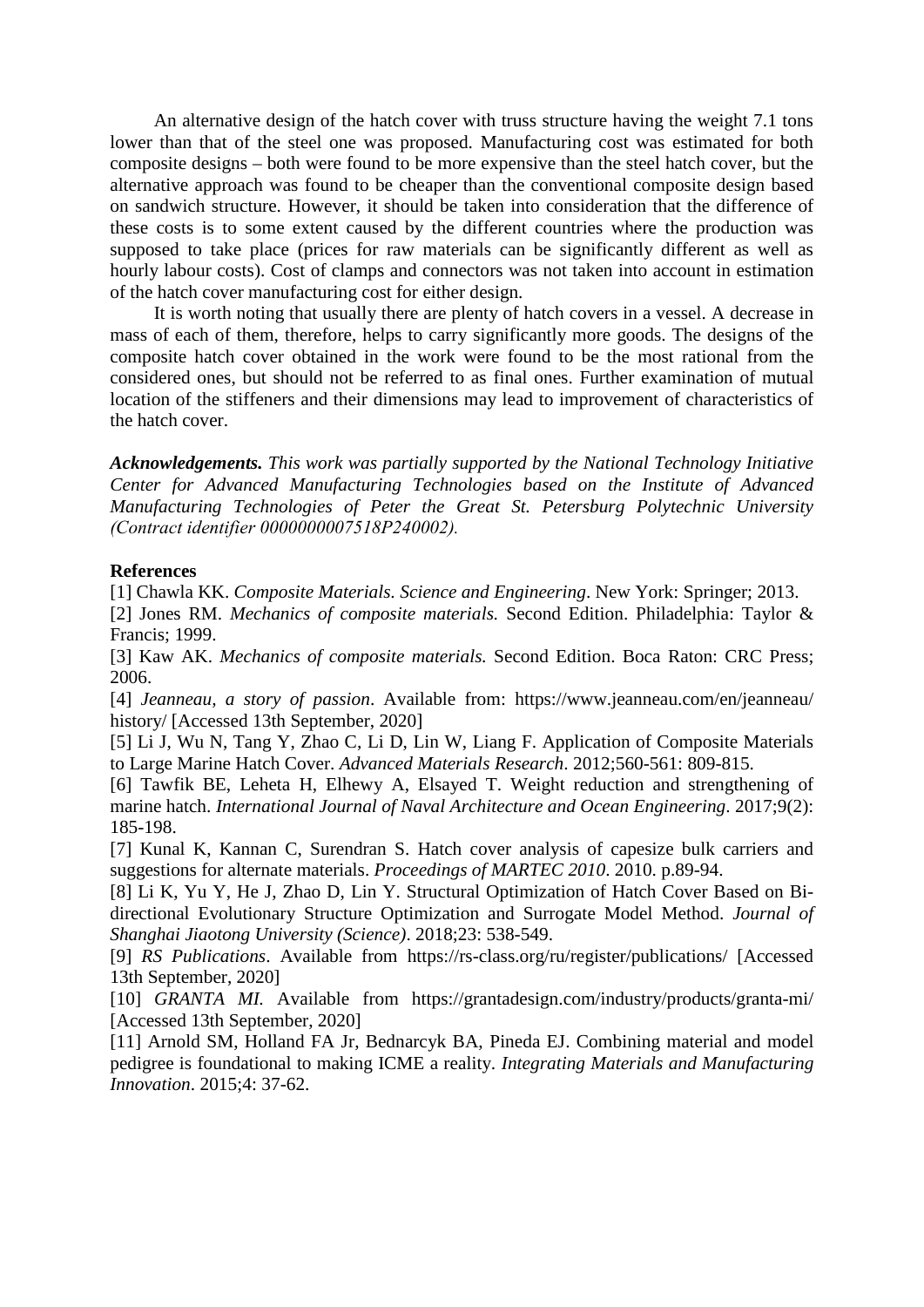An alternative design of the hatch cover with truss structure having the weight 7.1 tons lower than that of the steel one was proposed. Manufacturing cost was estimated for both composite designs – both were found to be more expensive than the steel hatch cover, but the alternative approach was found to be cheaper than the conventional composite design based on sandwich structure. However, it should be taken into consideration that the difference of these costs is to some extent caused by the different countries where the production was supposed to take place (prices for raw materials can be significantly different as well as hourly labour costs). Cost of clamps and connectors was not taken into account in estimation of the hatch cover manufacturing cost for either design.

It is worth noting that usually there are plenty of hatch covers in a vessel. A decrease in mass of each of them, therefore, helps to carry significantly more goods. The designs of the composite hatch cover obtained in the work were found to be the most rational from the considered ones, but should not be referred to as final ones. Further examination of mutual location of the stiffeners and their dimensions may lead to improvement of characteristics of the hatch cover.

***Acknowledgements.*** *This work was partially supported by the National Technology Initiative Center for Advanced Manufacturing Technologies based on the Institute of Advanced Manufacturing Technologies of Peter the Great St. Petersburg Polytechnic University (Contract identifier 0000000007518P240002).*

**References**

[1] Chawla KK. *Composite Materials. Science and Engineering*. New York: Springer; 2013.

[2] Jones RM. *Mechanics of composite materials.* Second Edition. Philadelphia: Taylor & Francis; 1999.

[3] Kaw AK. *Mechanics of composite materials.* Second Edition. Boca Raton: CRC Press; 2006.

[4] *Jeanneau, a story of passion*. Available from: https://www.jeanneau.com/en/jeanneau/history/ [Accessed 13th September, 2020]

[5] Li J, Wu N, Tang Y, Zhao C, Li D, Lin W, Liang F. Application of Composite Materials to Large Marine Hatch Cover. *Advanced Materials Research*. 2012;560-561: 809-815.

[6] Tawfik BE, Leheta H, Elhewy A, Elsayed T. Weight reduction and strengthening of marine hatch. *International Journal of Naval Architecture and Ocean Engineering*. 2017;9(2): 185-198.

[7] Kunal K, Kannan C, Surendran S. Hatch cover analysis of capesize bulk carriers and suggestions for alternate materials. *Proceedings of MARTEC 2010*. 2010. p.89-94.

[8] Li K, Yu Y, He J, Zhao D, Lin Y. Structural Optimization of Hatch Cover Based on Bi-directional Evolutionary Structure Optimization and Surrogate Model Method. *Journal of Shanghai Jiaotong University (Science)*. 2018;23: 538-549.

[9] *RS Publications*. Available from https://rs-class.org/ru/register/publications/ [Accessed 13th September, 2020]

[10] *GRANTA MI.* Available from https://grantadesign.com/industry/products/granta-mi/ [Accessed 13th September, 2020]

[11] Arnold SM, Holland FA Jr, Bednarcyk BA, Pineda EJ. Combining material and model pedigree is foundational to making ICME a reality. *Integrating Materials and Manufacturing Innovation*. 2015;4: 37-62.